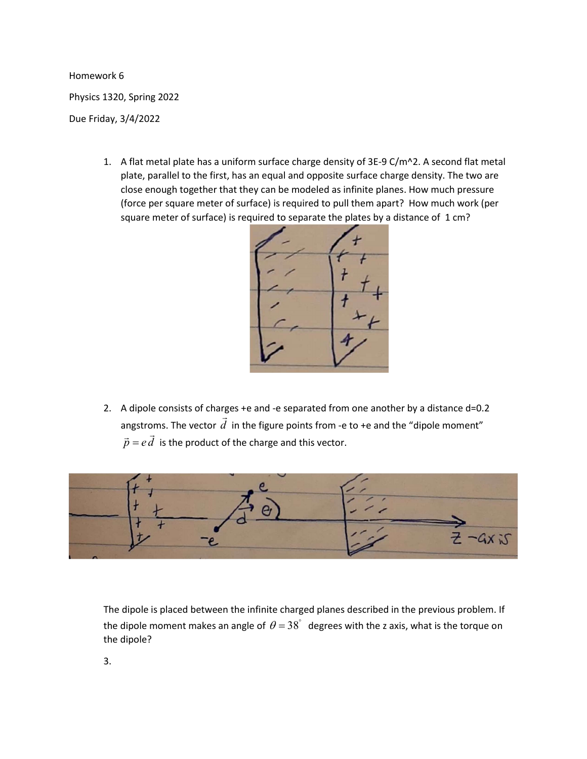Homework 6

Physics 1320, Spring 2022

Due Friday, 3/4/2022

1. A flat metal plate has a uniform surface charge density of 3E-9 C/m^2. A second flat metal plate, parallel to the first, has an equal and opposite surface charge density. The two are close enough together that they can be modeled as infinite planes. How much pressure (force per square meter of surface) is required to pull them apart? How much work (per square meter of surface) is required to separate the plates by a distance of 1 cm?

2. A dipole consists of charges +e and -e separated from one another by a distance d=0.2 angstroms. The vector $\vec{d}$ in the figure points from -e to +e and the "dipole moment" $\vec{p} = e\vec{d}$ is the product of the charge and this vector.

The dipole is placed between the infinite charged planes described in the previous problem. If the dipole moment makes an angle of $\theta = 38^\circ$ degrees with the z axis, what is the torque on the dipole?

3.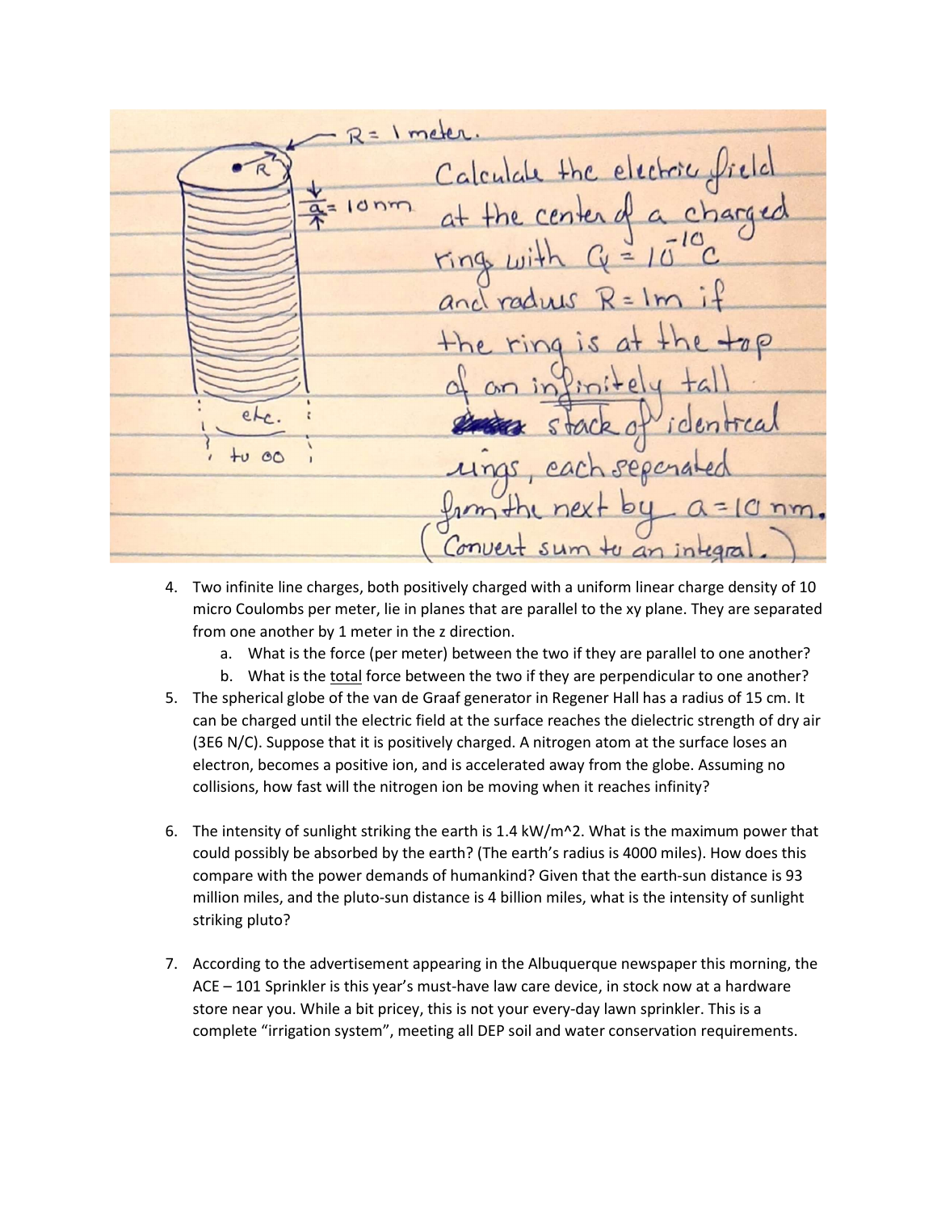R = 1 meter.

$\frac{a}{} = 10\text{nm}$

Calculate the electric field at the center of a charged ring with $Q = 10^{-10}$ C and radius $R = 1$m if the ring is at the top of an infinitely tall stack of identical rings, each seperated from the next by $a = 10$ nm. (Convert sum to an integral.)

etc. to $\infty$

4. Two infinite line charges, both positively charged with a uniform linear charge density of 10 micro Coulombs per meter, lie in planes that are parallel to the xy plane. They are separated from one another by 1 meter in the z direction.
   a. What is the force (per meter) between the two if they are parallel to one another?
   b. What is the total force between the two if they are perpendicular to one another?
5. The spherical globe of the van de Graaf generator in Regener Hall has a radius of 15 cm. It can be charged until the electric field at the surface reaches the dielectric strength of dry air (3E6 N/C). Suppose that it is positively charged. A nitrogen atom at the surface loses an electron, becomes a positive ion, and is accelerated away from the globe. Assuming no collisions, how fast will the nitrogen ion be moving when it reaches infinity?

6. The intensity of sunlight striking the earth is 1.4 kW/m^2. What is the maximum power that could possibly be absorbed by the earth? (The earth's radius is 4000 miles). How does this compare with the power demands of humankind? Given that the earth-sun distance is 93 million miles, and the pluto-sun distance is 4 billion miles, what is the intensity of sunlight striking pluto?

7. According to the advertisement appearing in the Albuquerque newspaper this morning, the ACE – 101 Sprinkler is this year's must-have law care device, in stock now at a hardware store near you. While a bit pricey, this is not your every-day lawn sprinkler. This is a complete "irrigation system", meeting all DEP soil and water conservation requirements.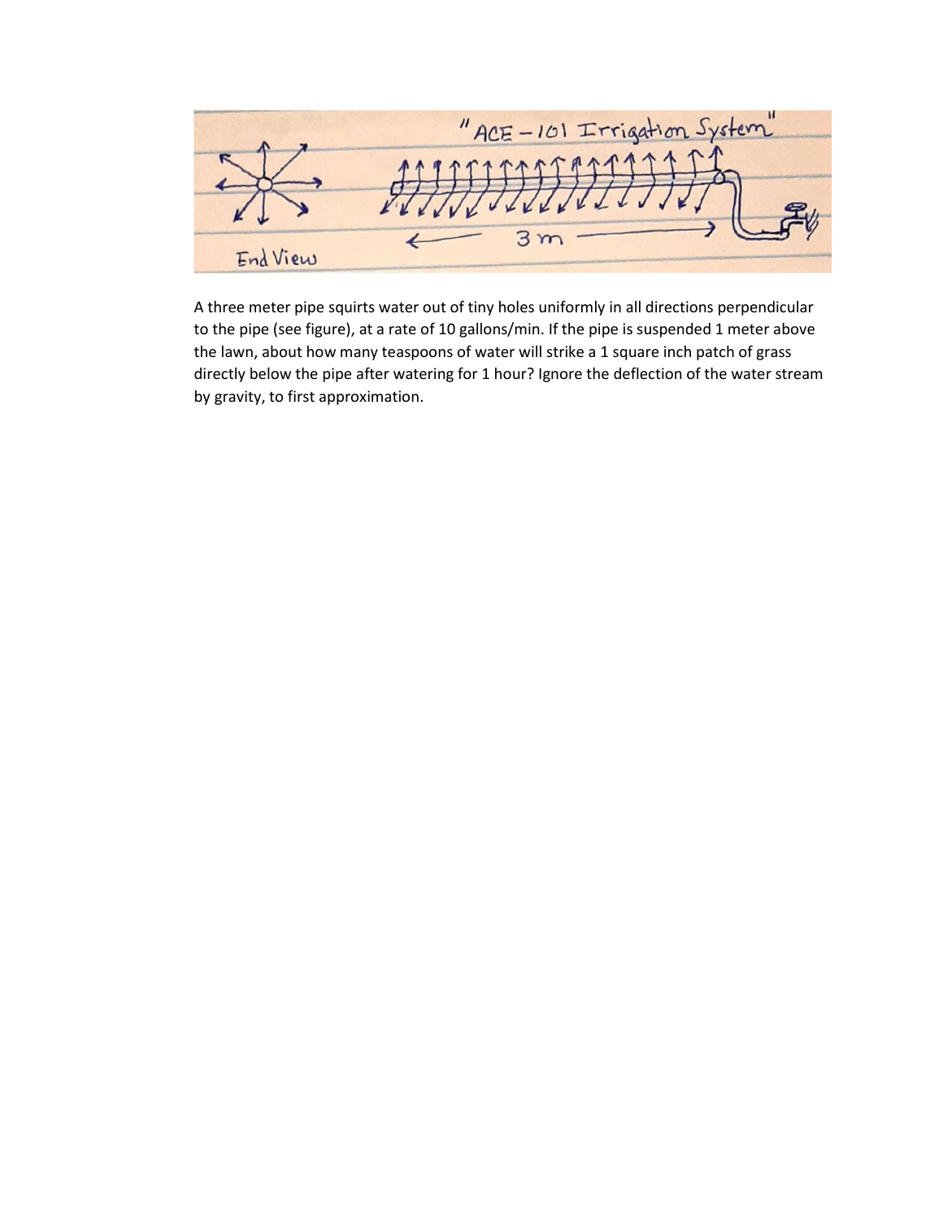"ACE – 101 Irrigation System"

End View

3 m

A three meter pipe squirts water out of tiny holes uniformly in all directions perpendicular to the pipe (see figure), at a rate of 10 gallons/min. If the pipe is suspended 1 meter above the lawn, about how many teaspoons of water will strike a 1 square inch patch of grass directly below the pipe after watering for 1 hour? Ignore the deflection of the water stream by gravity, to first approximation.